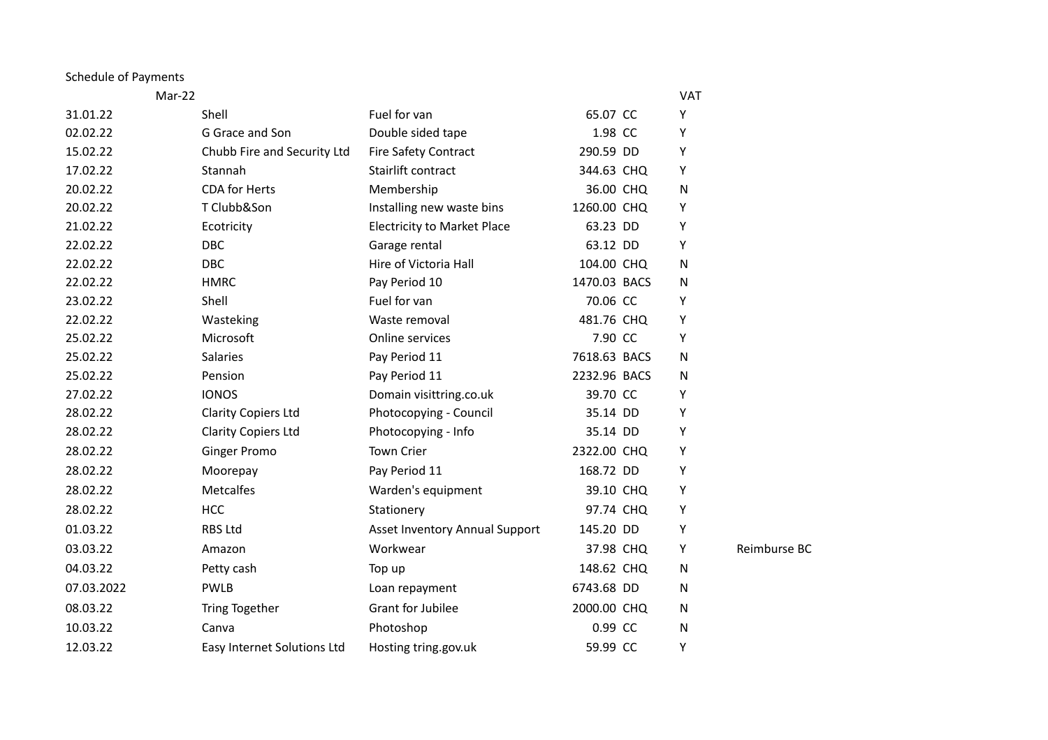Schedule of Payments

| Mar-22 | | | | | | |
|---|---|---|---|---|---|---|
| | | | | | VAT | |
| 31.01.22 | Shell | Fuel for van | 65.07 | CC | Y | |
| 02.02.22 | G Grace and Son | Double sided tape | 1.98 | CC | Y | |
| 15.02.22 | Chubb Fire and Security Ltd | Fire Safety Contract | 290.59 | DD | Y | |
| 17.02.22 | Stannah | Stairlift contract | 344.63 | CHQ | Y | |
| 20.02.22 | CDA for Herts | Membership | 36.00 | CHQ | N | |
| 20.02.22 | T Clubb&Son | Installing new waste bins | 1260.00 | CHQ | Y | |
| 21.02.22 | Ecotricity | Electricity to Market Place | 63.23 | DD | Y | |
| 22.02.22 | DBC | Garage rental | 63.12 | DD | Y | |
| 22.02.22 | DBC | Hire of Victoria Hall | 104.00 | CHQ | N | |
| 22.02.22 | HMRC | Pay Period 10 | 1470.03 | BACS | N | |
| 23.02.22 | Shell | Fuel for van | 70.06 | CC | Y | |
| 22.02.22 | Wasteking | Waste removal | 481.76 | CHQ | Y | |
| 25.02.22 | Microsoft | Online services | 7.90 | CC | Y | |
| 25.02.22 | Salaries | Pay Period 11 | 7618.63 | BACS | N | |
| 25.02.22 | Pension | Pay Period 11 | 2232.96 | BACS | N | |
| 27.02.22 | IONOS | Domain visittring.co.uk | 39.70 | CC | Y | |
| 28.02.22 | Clarity Copiers Ltd | Photocopying - Council | 35.14 | DD | Y | |
| 28.02.22 | Clarity Copiers Ltd | Photocopying - Info | 35.14 | DD | Y | |
| 28.02.22 | Ginger Promo | Town Crier | 2322.00 | CHQ | Y | |
| 28.02.22 | Moorepay | Pay Period 11 | 168.72 | DD | Y | |
| 28.02.22 | Metcalfes | Warden's equipment | 39.10 | CHQ | Y | |
| 28.02.22 | HCC | Stationery | 97.74 | CHQ | Y | |
| 01.03.22 | RBS Ltd | Asset Inventory Annual Support | 145.20 | DD | Y | |
| 03.03.22 | Amazon | Workwear | 37.98 | CHQ | Y | Reimburse BC |
| 04.03.22 | Petty cash | Top up | 148.62 | CHQ | N | |
| 07.03.2022 | PWLB | Loan repayment | 6743.68 | DD | N | |
| 08.03.22 | Tring Together | Grant for Jubilee | 2000.00 | CHQ | N | |
| 10.03.22 | Canva | Photoshop | 0.99 | CC | N | |
| 12.03.22 | Easy Internet Solutions Ltd | Hosting tring.gov.uk | 59.99 | CC | Y | |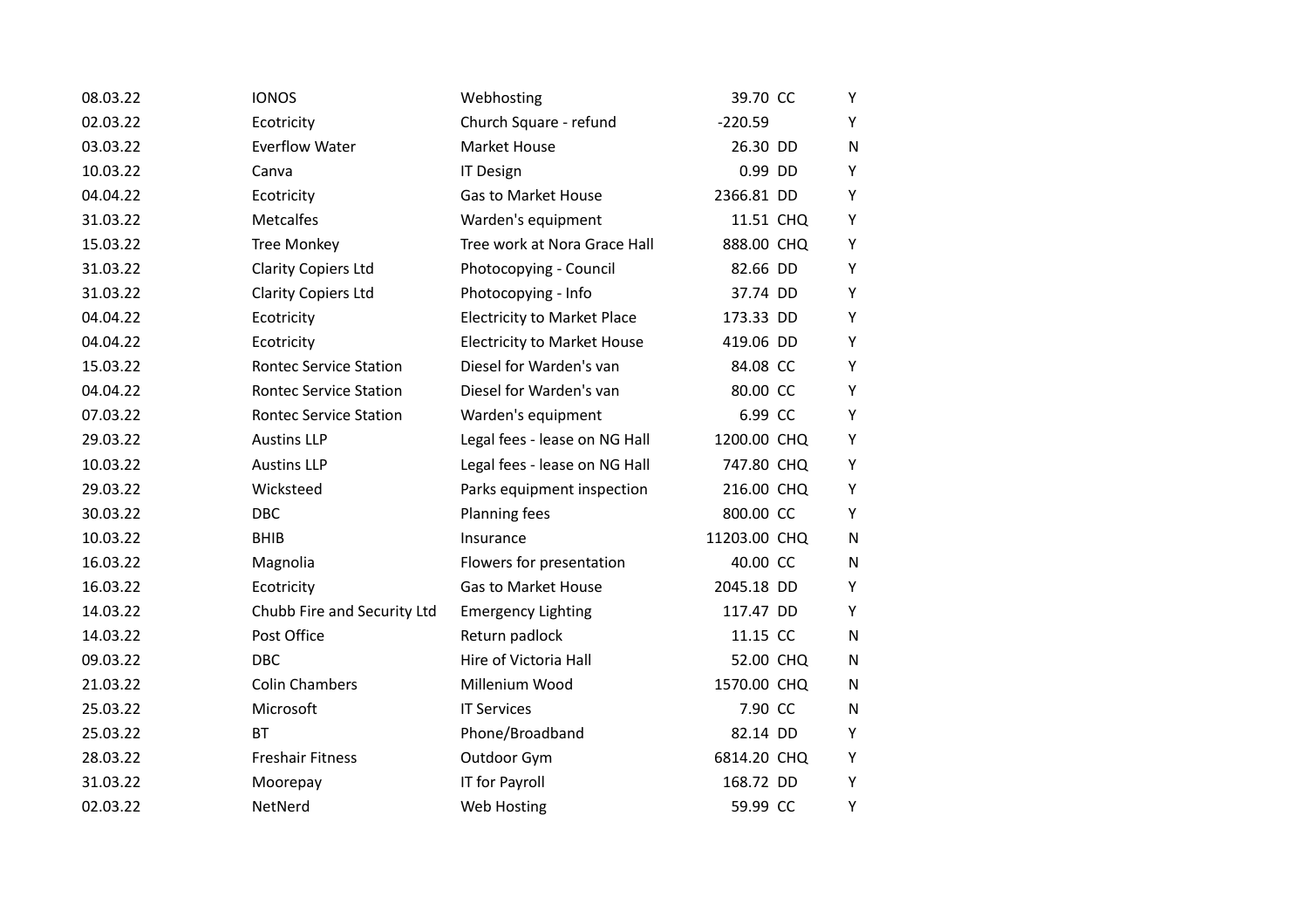| | | | | | |
|---|---|---|---|---|---|
| 08.03.22 | IONOS | Webhosting | 39.70 | CC | Y |
| 02.03.22 | Ecotricity | Church Square - refund | -220.59 | | Y |
| 03.03.22 | Everflow Water | Market House | 26.30 | DD | N |
| 10.03.22 | Canva | IT Design | 0.99 | DD | Y |
| 04.04.22 | Ecotricity | Gas to Market House | 2366.81 | DD | Y |
| 31.03.22 | Metcalfes | Warden's equipment | 11.51 | CHQ | Y |
| 15.03.22 | Tree Monkey | Tree work at Nora Grace Hall | 888.00 | CHQ | Y |
| 31.03.22 | Clarity Copiers Ltd | Photocopying - Council | 82.66 | DD | Y |
| 31.03.22 | Clarity Copiers Ltd | Photocopying - Info | 37.74 | DD | Y |
| 04.04.22 | Ecotricity | Electricity to Market Place | 173.33 | DD | Y |
| 04.04.22 | Ecotricity | Electricity to Market House | 419.06 | DD | Y |
| 15.03.22 | Rontec Service Station | Diesel for Warden's van | 84.08 | CC | Y |
| 04.04.22 | Rontec Service Station | Diesel for Warden's van | 80.00 | CC | Y |
| 07.03.22 | Rontec Service Station | Warden's equipment | 6.99 | CC | Y |
| 29.03.22 | Austins LLP | Legal fees - lease on NG Hall | 1200.00 | CHQ | Y |
| 10.03.22 | Austins LLP | Legal fees - lease on NG Hall | 747.80 | CHQ | Y |
| 29.03.22 | Wicksteed | Parks equipment inspection | 216.00 | CHQ | Y |
| 30.03.22 | DBC | Planning fees | 800.00 | CC | Y |
| 10.03.22 | BHIB | Insurance | 11203.00 | CHQ | N |
| 16.03.22 | Magnolia | Flowers for presentation | 40.00 | CC | N |
| 16.03.22 | Ecotricity | Gas to Market House | 2045.18 | DD | Y |
| 14.03.22 | Chubb Fire and Security Ltd | Emergency Lighting | 117.47 | DD | Y |
| 14.03.22 | Post Office | Return padlock | 11.15 | CC | N |
| 09.03.22 | DBC | Hire of Victoria Hall | 52.00 | CHQ | N |
| 21.03.22 | Colin Chambers | Millenium Wood | 1570.00 | CHQ | N |
| 25.03.22 | Microsoft | IT Services | 7.90 | CC | N |
| 25.03.22 | BT | Phone/Broadband | 82.14 | DD | Y |
| 28.03.22 | Freshair Fitness | Outdoor Gym | 6814.20 | CHQ | Y |
| 31.03.22 | Moorepay | IT for Payroll | 168.72 | DD | Y |
| 02.03.22 | NetNerd | Web Hosting | 59.99 | CC | Y |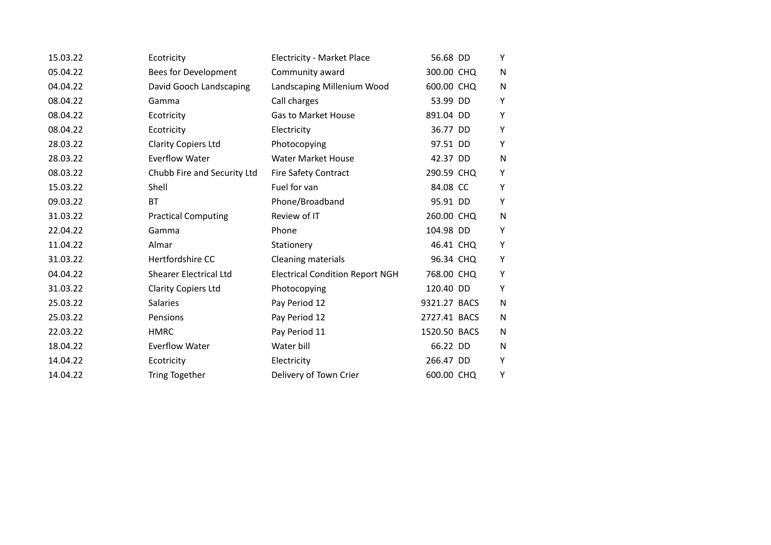| | | | | | |
|---|---|---|---|---|---|
| 15.03.22 | Ecotricity | Electricity - Market Place | 56.68 | DD | Y |
| 05.04.22 | Bees for Development | Community award | 300.00 | CHQ | N |
| 04.04.22 | David Gooch Landscaping | Landscaping Millenium Wood | 600.00 | CHQ | N |
| 08.04.22 | Gamma | Call charges | 53.99 | DD | Y |
| 08.04.22 | Ecotricity | Gas to Market House | 891.04 | DD | Y |
| 08.04.22 | Ecotricity | Electricity | 36.77 | DD | Y |
| 28.03.22 | Clarity Copiers Ltd | Photocopying | 97.51 | DD | Y |
| 28.03.22 | Everflow Water | Water Market House | 42.37 | DD | N |
| 08.03.22 | Chubb Fire and Security Ltd | Fire Safety Contract | 290.59 | CHQ | Y |
| 15.03.22 | Shell | Fuel for van | 84.08 | CC | Y |
| 09.03.22 | BT | Phone/Broadband | 95.91 | DD | Y |
| 31.03.22 | Practical Computing | Review of IT | 260.00 | CHQ | N |
| 22.04.22 | Gamma | Phone | 104.98 | DD | Y |
| 11.04.22 | Almar | Stationery | 46.41 | CHQ | Y |
| 31.03.22 | Hertfordshire CC | Cleaning materials | 96.34 | CHQ | Y |
| 04.04.22 | Shearer Electrical Ltd | Electrical Condition Report NGH | 768.00 | CHQ | Y |
| 31.03.22 | Clarity Copiers Ltd | Photocopying | 120.40 | DD | Y |
| 25.03.22 | Salaries | Pay Period 12 | 9321.27 | BACS | N |
| 25.03.22 | Pensions | Pay Period 12 | 2727.41 | BACS | N |
| 22.03.22 | HMRC | Pay Period 11 | 1520.50 | BACS | N |
| 18.04.22 | Everflow Water | Water bill | 66.22 | DD | N |
| 14.04.22 | Ecotricity | Electricity | 266.47 | DD | Y |
| 14.04.22 | Tring Together | Delivery of Town Crier | 600.00 | CHQ | Y |